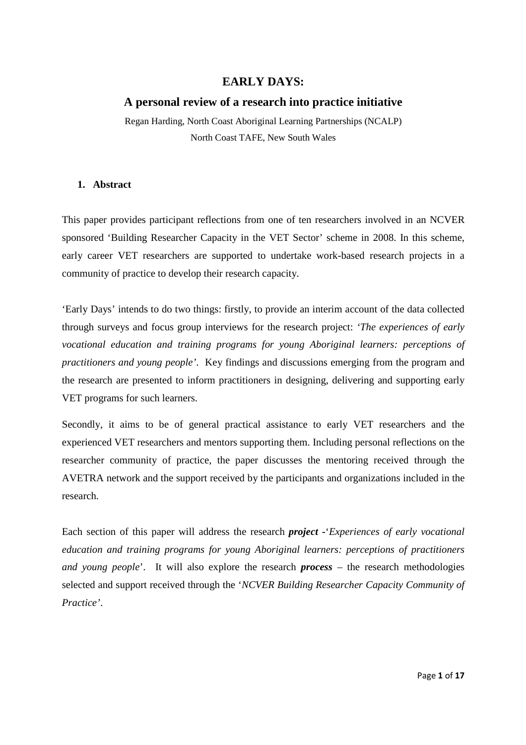# EARLY DAYS:

## A personal review of a research into practice initiative

Regan Harding, North Coast Aboriginal Learning Partnerships (NCALP)
North Coast TAFE, New South Wales

### 1. Abstract

This paper provides participant reflections from one of ten researchers involved in an NCVER sponsored 'Building Researcher Capacity in the VET Sector' scheme in 2008. In this scheme, early career VET researchers are supported to undertake work-based research projects in a community of practice to develop their research capacity.

'Early Days' intends to do two things: firstly, to provide an interim account of the data collected through surveys and focus group interviews for the research project: *'The experiences of early vocational education and training programs for young Aboriginal learners: perceptions of practitioners and young people'*. Key findings and discussions emerging from the program and the research are presented to inform practitioners in designing, delivering and supporting early VET programs for such learners.

Secondly, it aims to be of general practical assistance to early VET researchers and the experienced VET researchers and mentors supporting them. Including personal reflections on the researcher community of practice, the paper discusses the mentoring received through the AVETRA network and the support received by the participants and organizations included in the research.

Each section of this paper will address the research ***project*** -'*Experiences of early vocational education and training programs for young Aboriginal learners: perceptions of practitioners and young people*'. It will also explore the research ***process*** – the research methodologies selected and support received through the '*NCVER Building Researcher Capacity Community of Practice'*.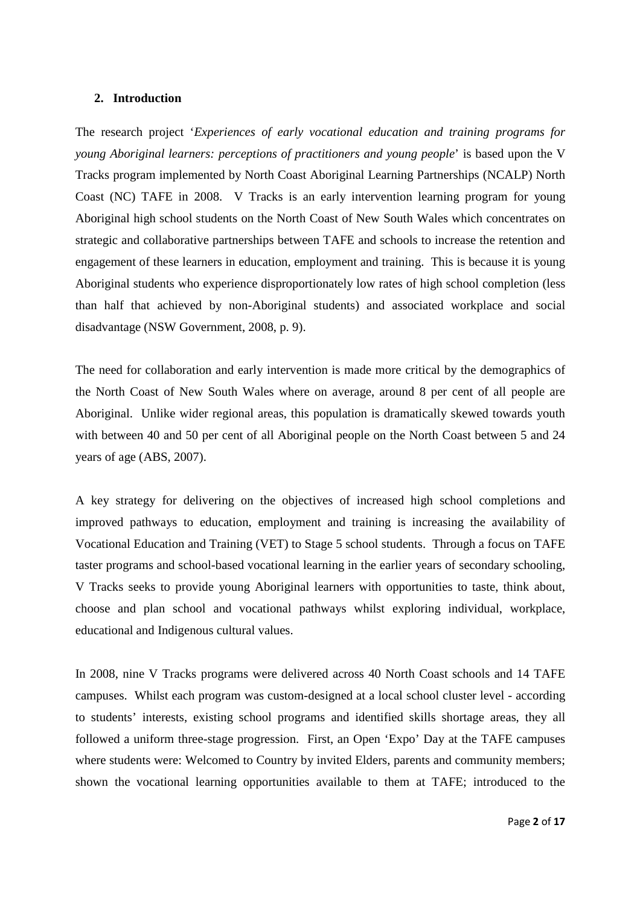## 2. Introduction

The research project '*Experiences of early vocational education and training programs for young Aboriginal learners: perceptions of practitioners and young people*' is based upon the V Tracks program implemented by North Coast Aboriginal Learning Partnerships (NCALP) North Coast (NC) TAFE in 2008. V Tracks is an early intervention learning program for young Aboriginal high school students on the North Coast of New South Wales which concentrates on strategic and collaborative partnerships between TAFE and schools to increase the retention and engagement of these learners in education, employment and training. This is because it is young Aboriginal students who experience disproportionately low rates of high school completion (less than half that achieved by non-Aboriginal students) and associated workplace and social disadvantage (NSW Government, 2008, p. 9).

The need for collaboration and early intervention is made more critical by the demographics of the North Coast of New South Wales where on average, around 8 per cent of all people are Aboriginal. Unlike wider regional areas, this population is dramatically skewed towards youth with between 40 and 50 per cent of all Aboriginal people on the North Coast between 5 and 24 years of age (ABS, 2007).

A key strategy for delivering on the objectives of increased high school completions and improved pathways to education, employment and training is increasing the availability of Vocational Education and Training (VET) to Stage 5 school students. Through a focus on TAFE taster programs and school-based vocational learning in the earlier years of secondary schooling, V Tracks seeks to provide young Aboriginal learners with opportunities to taste, think about, choose and plan school and vocational pathways whilst exploring individual, workplace, educational and Indigenous cultural values.

In 2008, nine V Tracks programs were delivered across 40 North Coast schools and 14 TAFE campuses. Whilst each program was custom-designed at a local school cluster level - according to students' interests, existing school programs and identified skills shortage areas, they all followed a uniform three-stage progression. First, an Open 'Expo' Day at the TAFE campuses where students were: Welcomed to Country by invited Elders, parents and community members; shown the vocational learning opportunities available to them at TAFE; introduced to the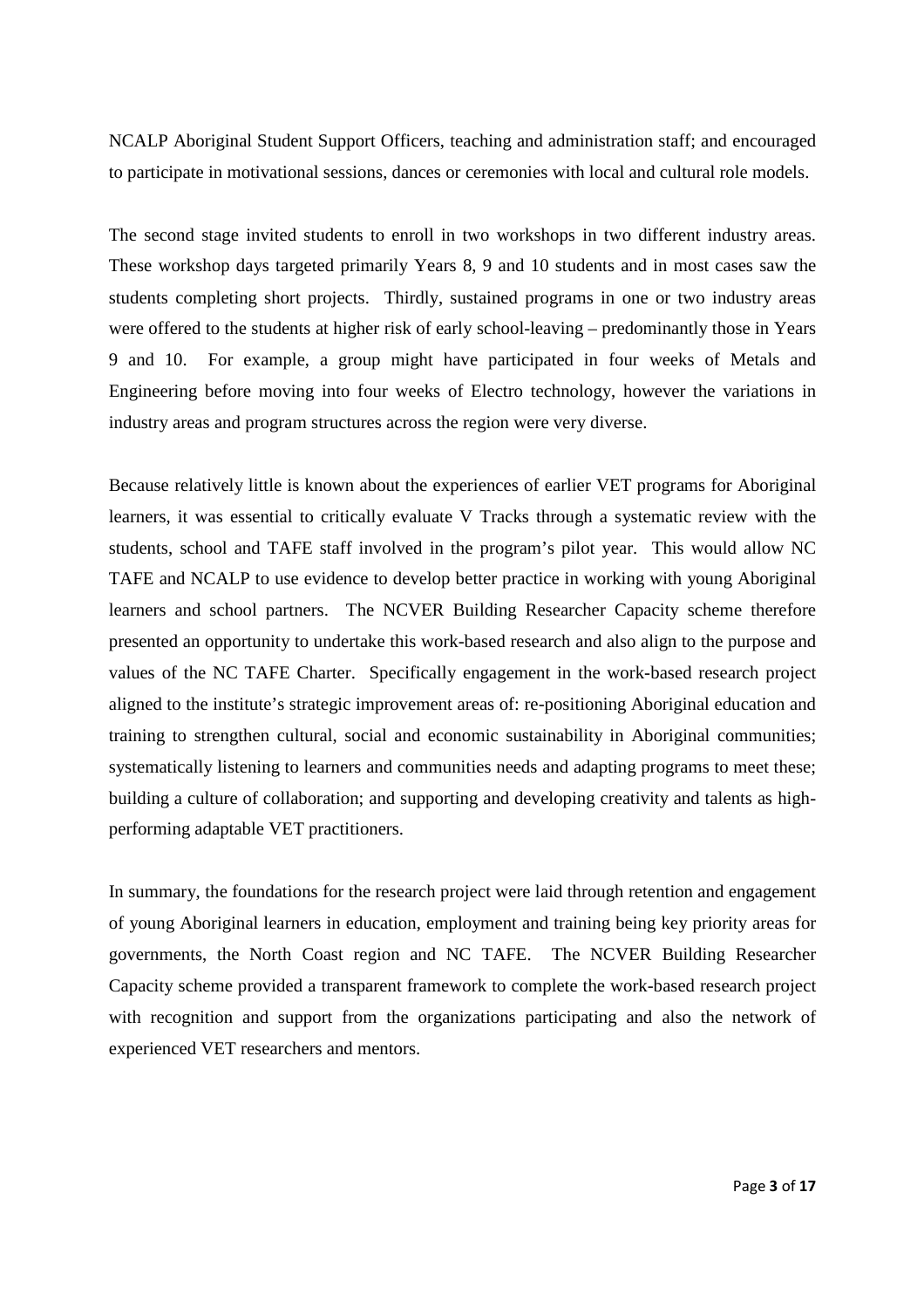NCALP Aboriginal Student Support Officers, teaching and administration staff; and encouraged to participate in motivational sessions, dances or ceremonies with local and cultural role models.

The second stage invited students to enroll in two workshops in two different industry areas. These workshop days targeted primarily Years 8, 9 and 10 students and in most cases saw the students completing short projects. Thirdly, sustained programs in one or two industry areas were offered to the students at higher risk of early school-leaving – predominantly those in Years 9 and 10. For example, a group might have participated in four weeks of Metals and Engineering before moving into four weeks of Electro technology, however the variations in industry areas and program structures across the region were very diverse.

Because relatively little is known about the experiences of earlier VET programs for Aboriginal learners, it was essential to critically evaluate V Tracks through a systematic review with the students, school and TAFE staff involved in the program's pilot year. This would allow NC TAFE and NCALP to use evidence to develop better practice in working with young Aboriginal learners and school partners. The NCVER Building Researcher Capacity scheme therefore presented an opportunity to undertake this work-based research and also align to the purpose and values of the NC TAFE Charter. Specifically engagement in the work-based research project aligned to the institute's strategic improvement areas of: re-positioning Aboriginal education and training to strengthen cultural, social and economic sustainability in Aboriginal communities; systematically listening to learners and communities needs and adapting programs to meet these; building a culture of collaboration; and supporting and developing creativity and talents as high-performing adaptable VET practitioners.

In summary, the foundations for the research project were laid through retention and engagement of young Aboriginal learners in education, employment and training being key priority areas for governments, the North Coast region and NC TAFE. The NCVER Building Researcher Capacity scheme provided a transparent framework to complete the work-based research project with recognition and support from the organizations participating and also the network of experienced VET researchers and mentors.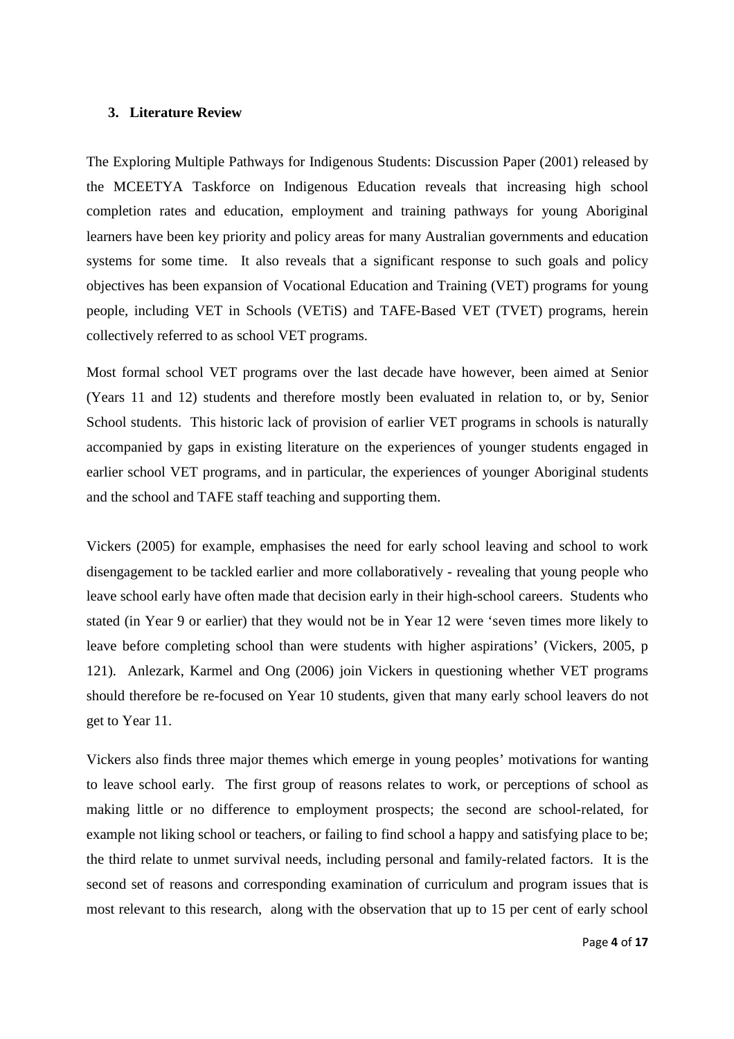## 3. Literature Review

The Exploring Multiple Pathways for Indigenous Students: Discussion Paper (2001) released by the MCEETYA Taskforce on Indigenous Education reveals that increasing high school completion rates and education, employment and training pathways for young Aboriginal learners have been key priority and policy areas for many Australian governments and education systems for some time. It also reveals that a significant response to such goals and policy objectives has been expansion of Vocational Education and Training (VET) programs for young people, including VET in Schools (VETiS) and TAFE-Based VET (TVET) programs, herein collectively referred to as school VET programs.

Most formal school VET programs over the last decade have however, been aimed at Senior (Years 11 and 12) students and therefore mostly been evaluated in relation to, or by, Senior School students. This historic lack of provision of earlier VET programs in schools is naturally accompanied by gaps in existing literature on the experiences of younger students engaged in earlier school VET programs, and in particular, the experiences of younger Aboriginal students and the school and TAFE staff teaching and supporting them.

Vickers (2005) for example, emphasises the need for early school leaving and school to work disengagement to be tackled earlier and more collaboratively - revealing that young people who leave school early have often made that decision early in their high-school careers. Students who stated (in Year 9 or earlier) that they would not be in Year 12 were 'seven times more likely to leave before completing school than were students with higher aspirations' (Vickers, 2005, p 121). Anlezark, Karmel and Ong (2006) join Vickers in questioning whether VET programs should therefore be re-focused on Year 10 students, given that many early school leavers do not get to Year 11.

Vickers also finds three major themes which emerge in young peoples' motivations for wanting to leave school early. The first group of reasons relates to work, or perceptions of school as making little or no difference to employment prospects; the second are school-related, for example not liking school or teachers, or failing to find school a happy and satisfying place to be; the third relate to unmet survival needs, including personal and family-related factors. It is the second set of reasons and corresponding examination of curriculum and program issues that is most relevant to this research, along with the observation that up to 15 per cent of early school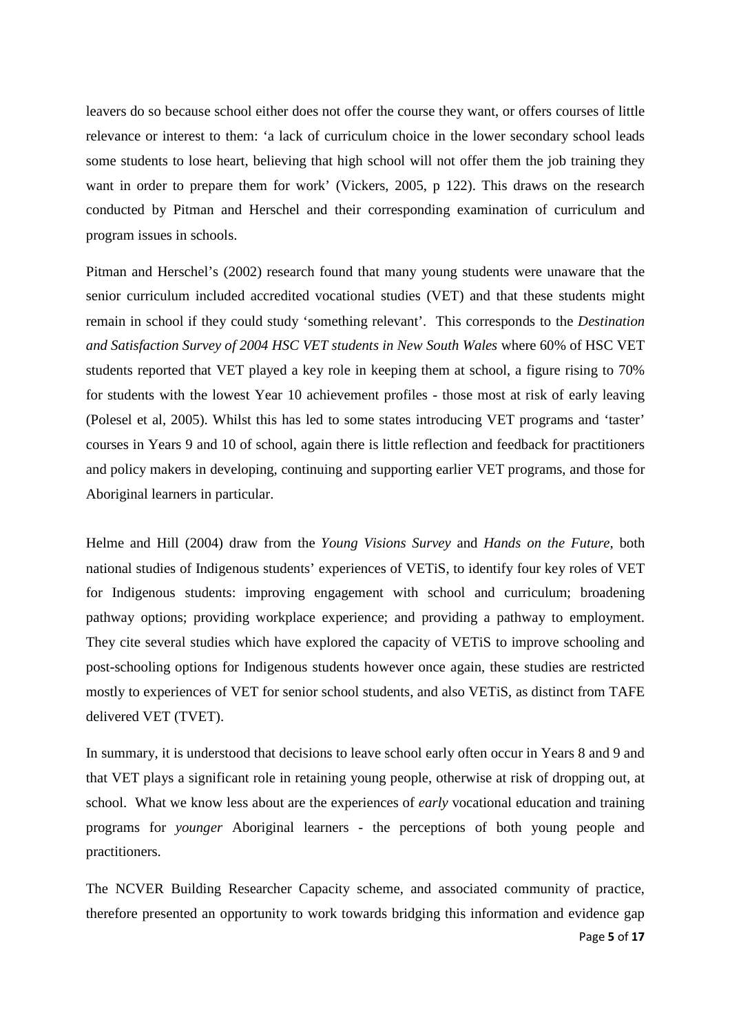leavers do so because school either does not offer the course they want, or offers courses of little relevance or interest to them: 'a lack of curriculum choice in the lower secondary school leads some students to lose heart, believing that high school will not offer them the job training they want in order to prepare them for work' (Vickers, 2005, p 122). This draws on the research conducted by Pitman and Herschel and their corresponding examination of curriculum and program issues in schools.

Pitman and Herschel's (2002) research found that many young students were unaware that the senior curriculum included accredited vocational studies (VET) and that these students might remain in school if they could study 'something relevant'. This corresponds to the *Destination and Satisfaction Survey of 2004 HSC VET students in New South Wales* where 60% of HSC VET students reported that VET played a key role in keeping them at school, a figure rising to 70% for students with the lowest Year 10 achievement profiles - those most at risk of early leaving (Polesel et al, 2005). Whilst this has led to some states introducing VET programs and 'taster' courses in Years 9 and 10 of school, again there is little reflection and feedback for practitioners and policy makers in developing, continuing and supporting earlier VET programs, and those for Aboriginal learners in particular.

Helme and Hill (2004) draw from the *Young Visions Survey* and *Hands on the Future*, both national studies of Indigenous students' experiences of VETiS, to identify four key roles of VET for Indigenous students: improving engagement with school and curriculum; broadening pathway options; providing workplace experience; and providing a pathway to employment. They cite several studies which have explored the capacity of VETiS to improve schooling and post-schooling options for Indigenous students however once again, these studies are restricted mostly to experiences of VET for senior school students, and also VETiS, as distinct from TAFE delivered VET (TVET).

In summary, it is understood that decisions to leave school early often occur in Years 8 and 9 and that VET plays a significant role in retaining young people, otherwise at risk of dropping out, at school. What we know less about are the experiences of *early* vocational education and training programs for *younger* Aboriginal learners - the perceptions of both young people and practitioners.

The NCVER Building Researcher Capacity scheme, and associated community of practice, therefore presented an opportunity to work towards bridging this information and evidence gap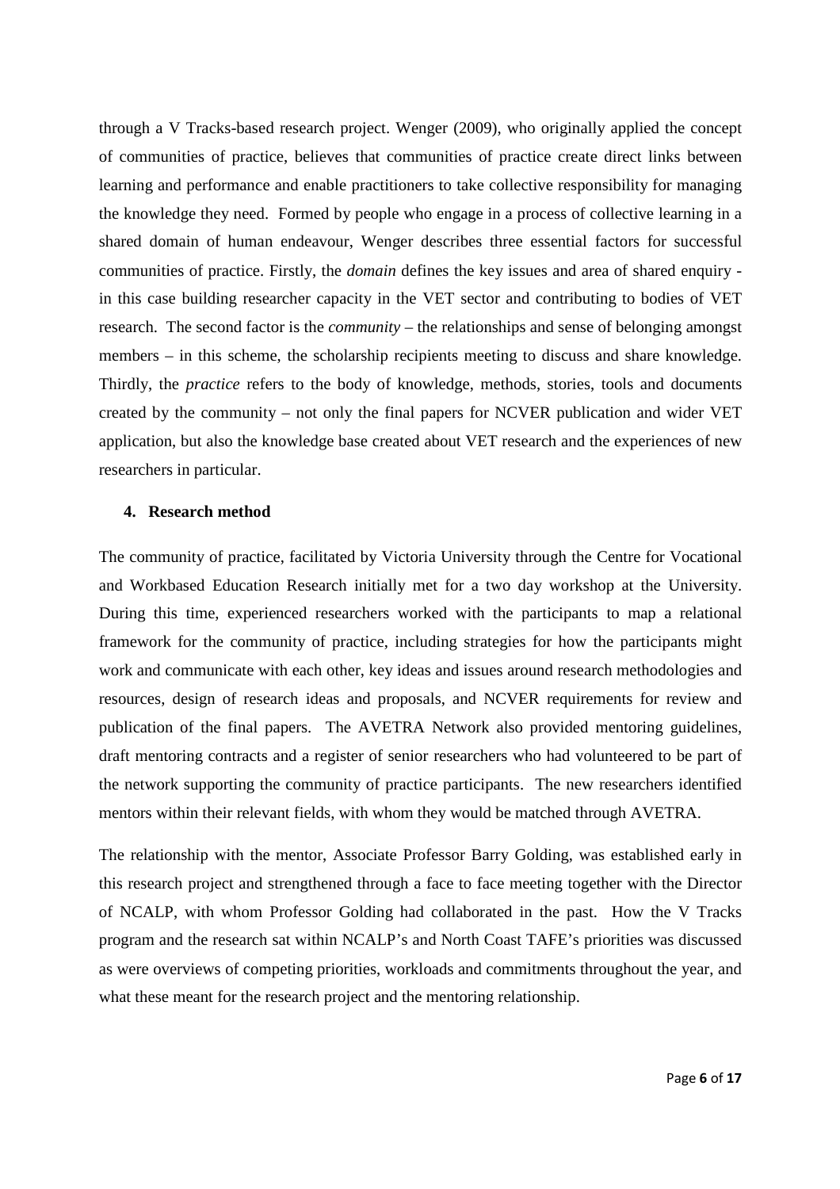through a V Tracks-based research project. Wenger (2009), who originally applied the concept of communities of practice, believes that communities of practice create direct links between learning and performance and enable practitioners to take collective responsibility for managing the knowledge they need. Formed by people who engage in a process of collective learning in a shared domain of human endeavour, Wenger describes three essential factors for successful communities of practice. Firstly, the *domain* defines the key issues and area of shared enquiry - in this case building researcher capacity in the VET sector and contributing to bodies of VET research. The second factor is the *community* – the relationships and sense of belonging amongst members – in this scheme, the scholarship recipients meeting to discuss and share knowledge. Thirdly, the *practice* refers to the body of knowledge, methods, stories, tools and documents created by the community – not only the final papers for NCVER publication and wider VET application, but also the knowledge base created about VET research and the experiences of new researchers in particular.

## 4. Research method

The community of practice, facilitated by Victoria University through the Centre for Vocational and Workbased Education Research initially met for a two day workshop at the University. During this time, experienced researchers worked with the participants to map a relational framework for the community of practice, including strategies for how the participants might work and communicate with each other, key ideas and issues around research methodologies and resources, design of research ideas and proposals, and NCVER requirements for review and publication of the final papers. The AVETRA Network also provided mentoring guidelines, draft mentoring contracts and a register of senior researchers who had volunteered to be part of the network supporting the community of practice participants. The new researchers identified mentors within their relevant fields, with whom they would be matched through AVETRA.

The relationship with the mentor, Associate Professor Barry Golding, was established early in this research project and strengthened through a face to face meeting together with the Director of NCALP, with whom Professor Golding had collaborated in the past. How the V Tracks program and the research sat within NCALP's and North Coast TAFE's priorities was discussed as were overviews of competing priorities, workloads and commitments throughout the year, and what these meant for the research project and the mentoring relationship.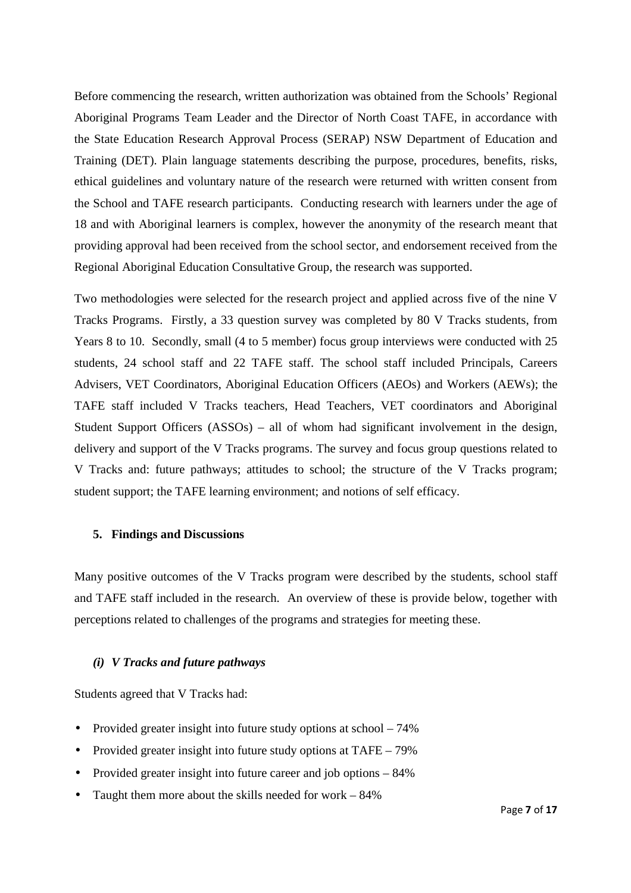Before commencing the research, written authorization was obtained from the Schools' Regional Aboriginal Programs Team Leader and the Director of North Coast TAFE, in accordance with the State Education Research Approval Process (SERAP) NSW Department of Education and Training (DET). Plain language statements describing the purpose, procedures, benefits, risks, ethical guidelines and voluntary nature of the research were returned with written consent from the School and TAFE research participants. Conducting research with learners under the age of 18 and with Aboriginal learners is complex, however the anonymity of the research meant that providing approval had been received from the school sector, and endorsement received from the Regional Aboriginal Education Consultative Group, the research was supported.

Two methodologies were selected for the research project and applied across five of the nine V Tracks Programs. Firstly, a 33 question survey was completed by 80 V Tracks students, from Years 8 to 10. Secondly, small (4 to 5 member) focus group interviews were conducted with 25 students, 24 school staff and 22 TAFE staff. The school staff included Principals, Careers Advisers, VET Coordinators, Aboriginal Education Officers (AEOs) and Workers (AEWs); the TAFE staff included V Tracks teachers, Head Teachers, VET coordinators and Aboriginal Student Support Officers (ASSOs) – all of whom had significant involvement in the design, delivery and support of the V Tracks programs. The survey and focus group questions related to V Tracks and: future pathways; attitudes to school; the structure of the V Tracks program; student support; the TAFE learning environment; and notions of self efficacy.

## 5. Findings and Discussions

Many positive outcomes of the V Tracks program were described by the students, school staff and TAFE staff included in the research. An overview of these is provide below, together with perceptions related to challenges of the programs and strategies for meeting these.

### *(i) V Tracks and future pathways*

Students agreed that V Tracks had:

- Provided greater insight into future study options at school – 74%
- Provided greater insight into future study options at TAFE – 79%
- Provided greater insight into future career and job options – 84%
- Taught them more about the skills needed for work – 84%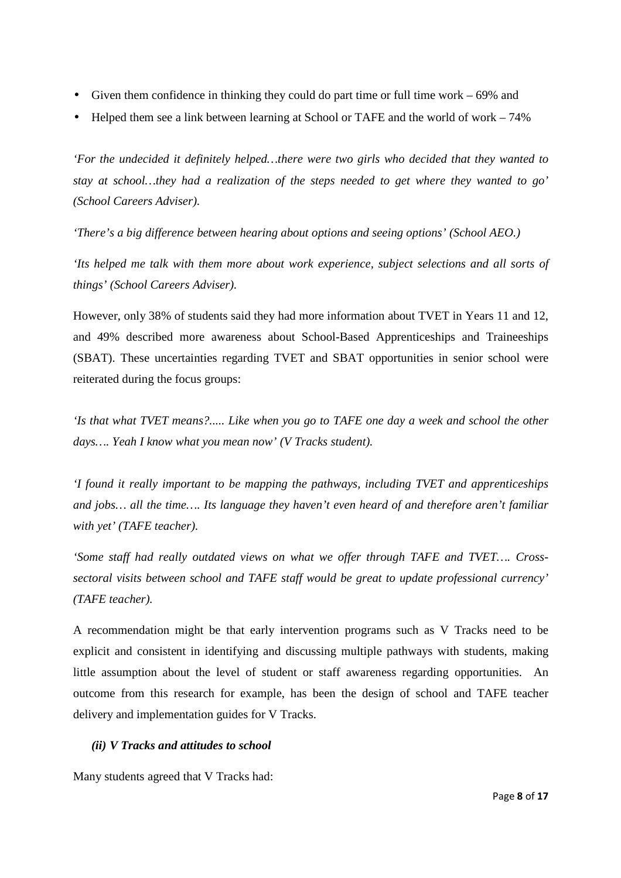- Given them confidence in thinking they could do part time or full time work – 69% and
- Helped them see a link between learning at School or TAFE and the world of work – 74%

*'For the undecided it definitely helped…there were two girls who decided that they wanted to stay at school…they had a realization of the steps needed to get where they wanted to go' (School Careers Adviser).*

*'There's a big difference between hearing about options and seeing options' (School AEO.)*

*'Its helped me talk with them more about work experience, subject selections and all sorts of things' (School Careers Adviser).*

However, only 38% of students said they had more information about TVET in Years 11 and 12, and 49% described more awareness about School-Based Apprenticeships and Traineeships (SBAT). These uncertainties regarding TVET and SBAT opportunities in senior school were reiterated during the focus groups:

*'Is that what TVET means?..... Like when you go to TAFE one day a week and school the other days…. Yeah I know what you mean now' (V Tracks student).*

*'I found it really important to be mapping the pathways, including TVET and apprenticeships and jobs… all the time…. Its language they haven't even heard of and therefore aren't familiar with yet' (TAFE teacher).*

*'Some staff had really outdated views on what we offer through TAFE and TVET…. Cross-sectoral visits between school and TAFE staff would be great to update professional currency' (TAFE teacher).*

A recommendation might be that early intervention programs such as V Tracks need to be explicit and consistent in identifying and discussing multiple pathways with students, making little assumption about the level of student or staff awareness regarding opportunities. An outcome from this research for example, has been the design of school and TAFE teacher delivery and implementation guides for V Tracks.

***(ii) V Tracks and attitudes to school***

Many students agreed that V Tracks had: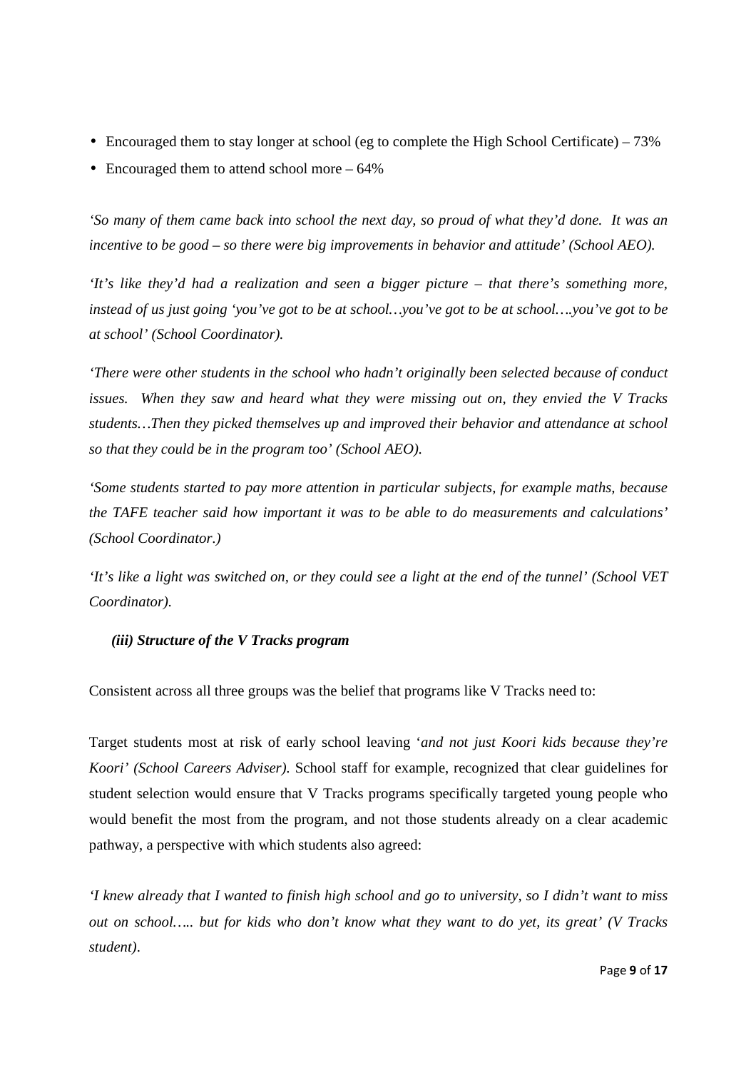- Encouraged them to stay longer at school (eg to complete the High School Certificate) – 73%
- Encouraged them to attend school more – 64%

*'So many of them came back into school the next day, so proud of what they'd done. It was an incentive to be good – so there were big improvements in behavior and attitude' (School AEO).*

*'It's like they'd had a realization and seen a bigger picture – that there's something more, instead of us just going 'you've got to be at school…you've got to be at school….you've got to be at school' (School Coordinator).*

*'There were other students in the school who hadn't originally been selected because of conduct issues. When they saw and heard what they were missing out on, they envied the V Tracks students…Then they picked themselves up and improved their behavior and attendance at school so that they could be in the program too' (School AEO).*

*'Some students started to pay more attention in particular subjects, for example maths, because the TAFE teacher said how important it was to be able to do measurements and calculations' (School Coordinator.)*

*'It's like a light was switched on, or they could see a light at the end of the tunnel' (School VET Coordinator).*

***(iii) Structure of the V Tracks program***

Consistent across all three groups was the belief that programs like V Tracks need to:

Target students most at risk of early school leaving '*and not just Koori kids because they're Koori' (School Careers Adviser).* School staff for example, recognized that clear guidelines for student selection would ensure that V Tracks programs specifically targeted young people who would benefit the most from the program, and not those students already on a clear academic pathway, a perspective with which students also agreed:

*'I knew already that I wanted to finish high school and go to university, so I didn't want to miss out on school….. but for kids who don't know what they want to do yet, its great' (V Tracks student)*.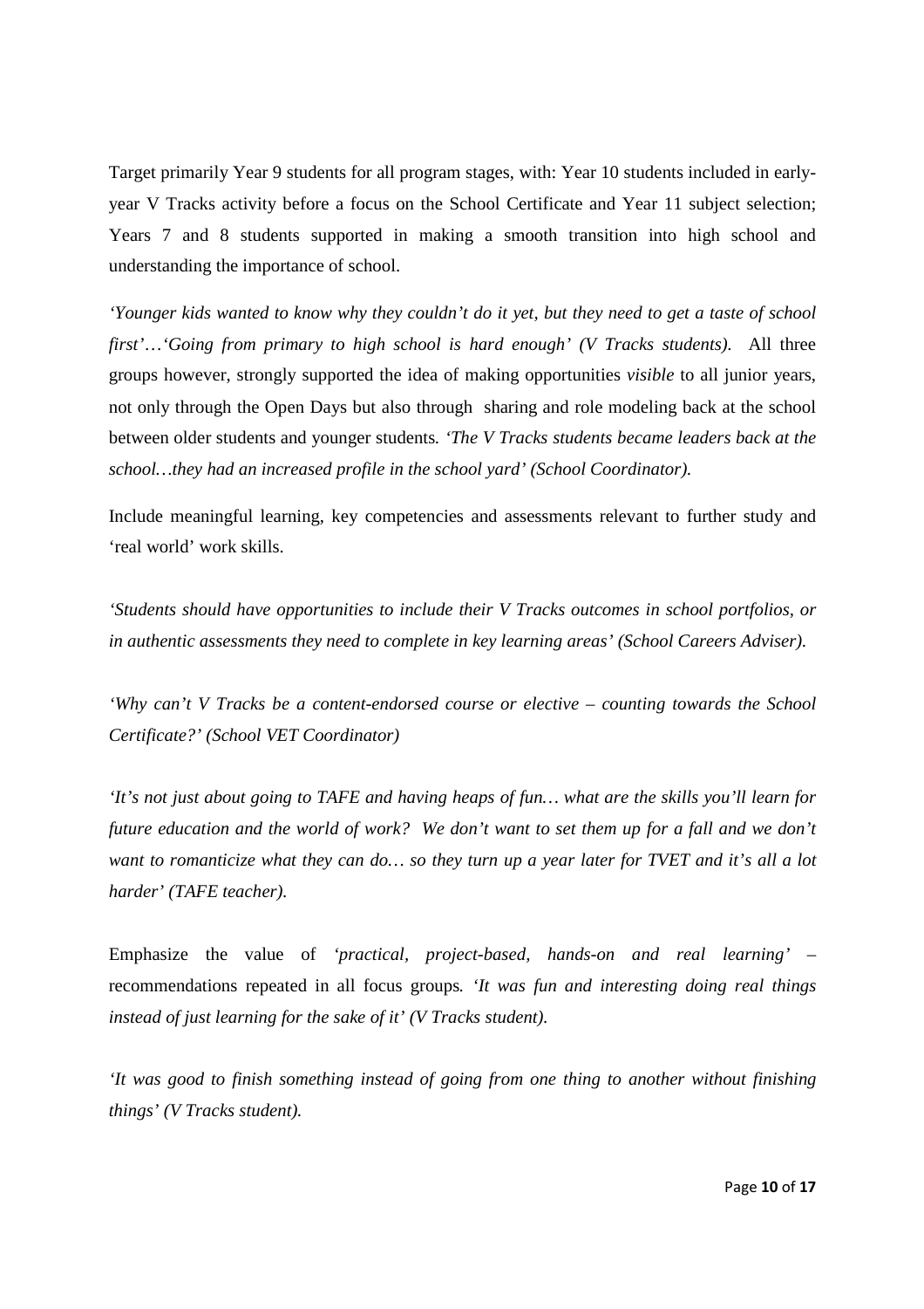Target primarily Year 9 students for all program stages, with: Year 10 students included in early-year V Tracks activity before a focus on the School Certificate and Year 11 subject selection; Years 7 and 8 students supported in making a smooth transition into high school and understanding the importance of school.

*'Younger kids wanted to know why they couldn't do it yet, but they need to get a taste of school first'…'Going from primary to high school is hard enough' (V Tracks students).* All three groups however, strongly supported the idea of making opportunities *visible* to all junior years, not only through the Open Days but also through sharing and role modeling back at the school between older students and younger students. *'The V Tracks students became leaders back at the school…they had an increased profile in the school yard' (School Coordinator).*

Include meaningful learning, key competencies and assessments relevant to further study and 'real world' work skills.

*'Students should have opportunities to include their V Tracks outcomes in school portfolios, or in authentic assessments they need to complete in key learning areas' (School Careers Adviser).*

*'Why can't V Tracks be a content-endorsed course or elective – counting towards the School Certificate?' (School VET Coordinator)*

*'It's not just about going to TAFE and having heaps of fun… what are the skills you'll learn for future education and the world of work? We don't want to set them up for a fall and we don't want to romanticize what they can do… so they turn up a year later for TVET and it's all a lot harder' (TAFE teacher).*

Emphasize the value of *'practical, project-based, hands-on and real learning'* – recommendations repeated in all focus groups. *'It was fun and interesting doing real things instead of just learning for the sake of it' (V Tracks student).*

*'It was good to finish something instead of going from one thing to another without finishing things' (V Tracks student).*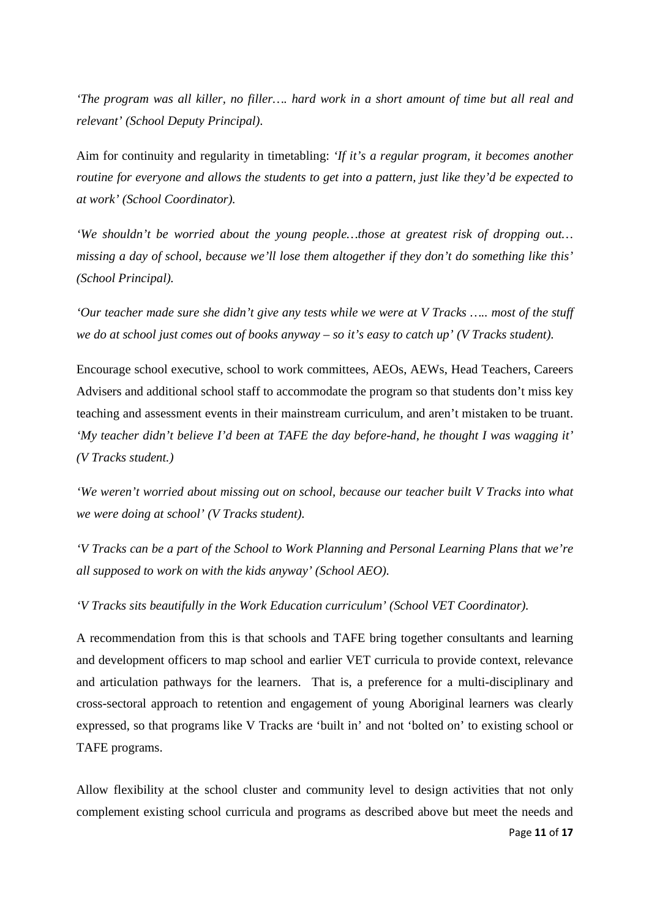*'The program was all killer, no filler…. hard work in a short amount of time but all real and relevant' (School Deputy Principal).*

Aim for continuity and regularity in timetabling: *'If it's a regular program, it becomes another routine for everyone and allows the students to get into a pattern, just like they'd be expected to at work' (School Coordinator).*

*'We shouldn't be worried about the young people…those at greatest risk of dropping out… missing a day of school, because we'll lose them altogether if they don't do something like this' (School Principal).*

*'Our teacher made sure she didn't give any tests while we were at V Tracks ….. most of the stuff we do at school just comes out of books anyway – so it's easy to catch up' (V Tracks student).*

Encourage school executive, school to work committees, AEOs, AEWs, Head Teachers, Careers Advisers and additional school staff to accommodate the program so that students don't miss key teaching and assessment events in their mainstream curriculum, and aren't mistaken to be truant. *'My teacher didn't believe I'd been at TAFE the day before-hand, he thought I was wagging it' (V Tracks student.)*

*'We weren't worried about missing out on school, because our teacher built V Tracks into what we were doing at school' (V Tracks student).*

*'V Tracks can be a part of the School to Work Planning and Personal Learning Plans that we're all supposed to work on with the kids anyway' (School AEO).*

*'V Tracks sits beautifully in the Work Education curriculum' (School VET Coordinator).*

A recommendation from this is that schools and TAFE bring together consultants and learning and development officers to map school and earlier VET curricula to provide context, relevance and articulation pathways for the learners. That is, a preference for a multi-disciplinary and cross-sectoral approach to retention and engagement of young Aboriginal learners was clearly expressed, so that programs like V Tracks are 'built in' and not 'bolted on' to existing school or TAFE programs.

Allow flexibility at the school cluster and community level to design activities that not only complement existing school curricula and programs as described above but meet the needs and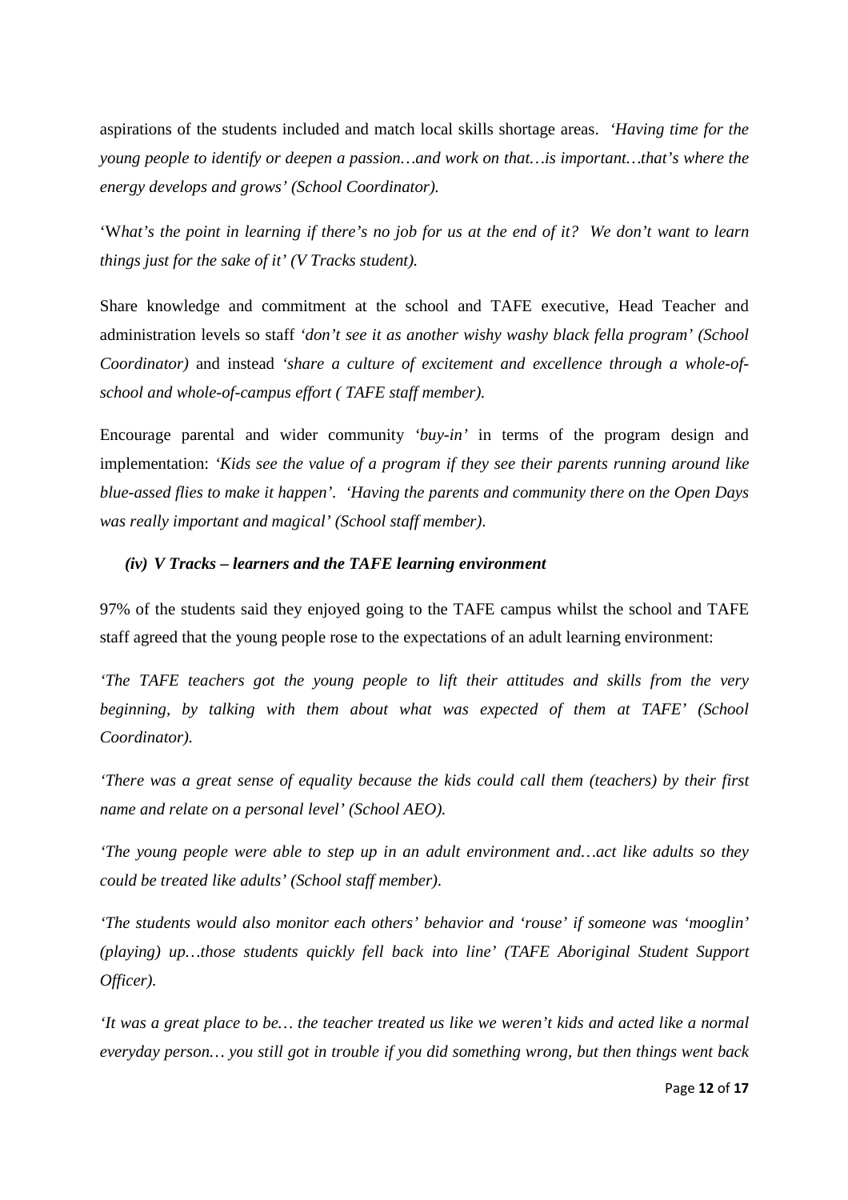aspirations of the students included and match local skills shortage areas. *'Having time for the young people to identify or deepen a passion…and work on that…is important…that's where the energy develops and grows' (School Coordinator).*

'W*hat's the point in learning if there's no job for us at the end of it? We don't want to learn things just for the sake of it' (V Tracks student).*

Share knowledge and commitment at the school and TAFE executive, Head Teacher and administration levels so staff *'don't see it as another wishy washy black fella program' (School Coordinator)* and instead *'share a culture of excitement and excellence through a whole-of-school and whole-of-campus effort ( TAFE staff member).*

Encourage parental and wider community *'buy-in'* in terms of the program design and implementation: *'Kids see the value of a program if they see their parents running around like blue-assed flies to make it happen'. 'Having the parents and community there on the Open Days was really important and magical' (School staff member).*

### *(iv) V Tracks – learners and the TAFE learning environment*

97% of the students said they enjoyed going to the TAFE campus whilst the school and TAFE staff agreed that the young people rose to the expectations of an adult learning environment:

*'The TAFE teachers got the young people to lift their attitudes and skills from the very beginning, by talking with them about what was expected of them at TAFE' (School Coordinator).*

*'There was a great sense of equality because the kids could call them (teachers) by their first name and relate on a personal level' (School AEO).*

*'The young people were able to step up in an adult environment and…act like adults so they could be treated like adults' (School staff member).*

*'The students would also monitor each others' behavior and 'rouse' if someone was 'mooglin' (playing) up…those students quickly fell back into line' (TAFE Aboriginal Student Support Officer).*

*'It was a great place to be… the teacher treated us like we weren't kids and acted like a normal everyday person… you still got in trouble if you did something wrong, but then things went back*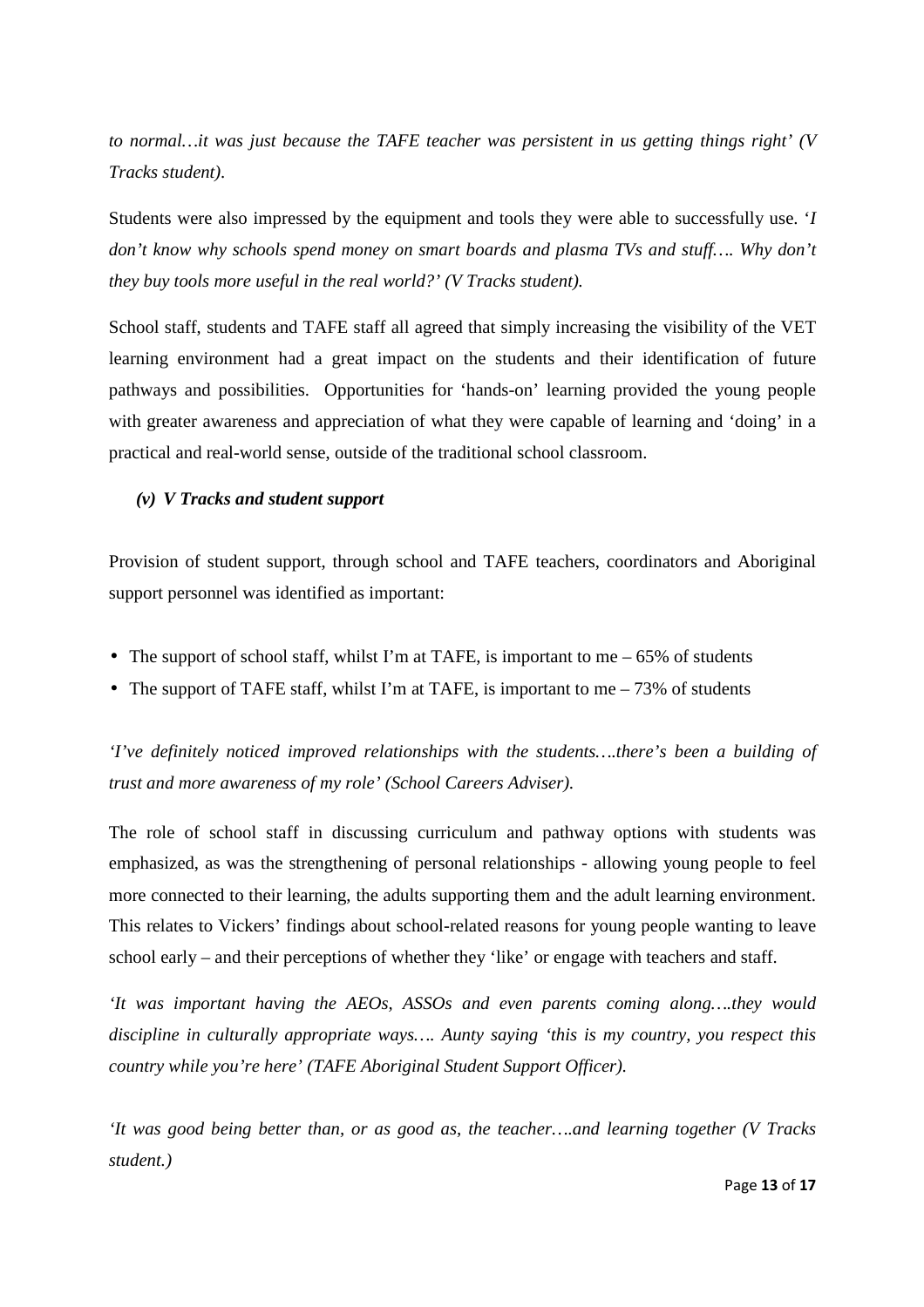*to normal…it was just because the TAFE teacher was persistent in us getting things right' (V Tracks student).*

Students were also impressed by the equipment and tools they were able to successfully use. '*I don't know why schools spend money on smart boards and plasma TVs and stuff…. Why don't they buy tools more useful in the real world?' (V Tracks student).*

School staff, students and TAFE staff all agreed that simply increasing the visibility of the VET learning environment had a great impact on the students and their identification of future pathways and possibilities. Opportunities for 'hands-on' learning provided the young people with greater awareness and appreciation of what they were capable of learning and 'doing' in a practical and real-world sense, outside of the traditional school classroom.

***(v) V Tracks and student support***

Provision of student support, through school and TAFE teachers, coordinators and Aboriginal support personnel was identified as important:

- The support of school staff, whilst I'm at TAFE, is important to me – 65% of students
- The support of TAFE staff, whilst I'm at TAFE, is important to me – 73% of students

*'I've definitely noticed improved relationships with the students….there's been a building of trust and more awareness of my role' (School Careers Adviser).*

The role of school staff in discussing curriculum and pathway options with students was emphasized, as was the strengthening of personal relationships - allowing young people to feel more connected to their learning, the adults supporting them and the adult learning environment. This relates to Vickers' findings about school-related reasons for young people wanting to leave school early – and their perceptions of whether they 'like' or engage with teachers and staff.

*'It was important having the AEOs, ASSOs and even parents coming along….they would discipline in culturally appropriate ways…. Aunty saying 'this is my country, you respect this country while you're here' (TAFE Aboriginal Student Support Officer).*

*'It was good being better than, or as good as, the teacher….and learning together (V Tracks student.)*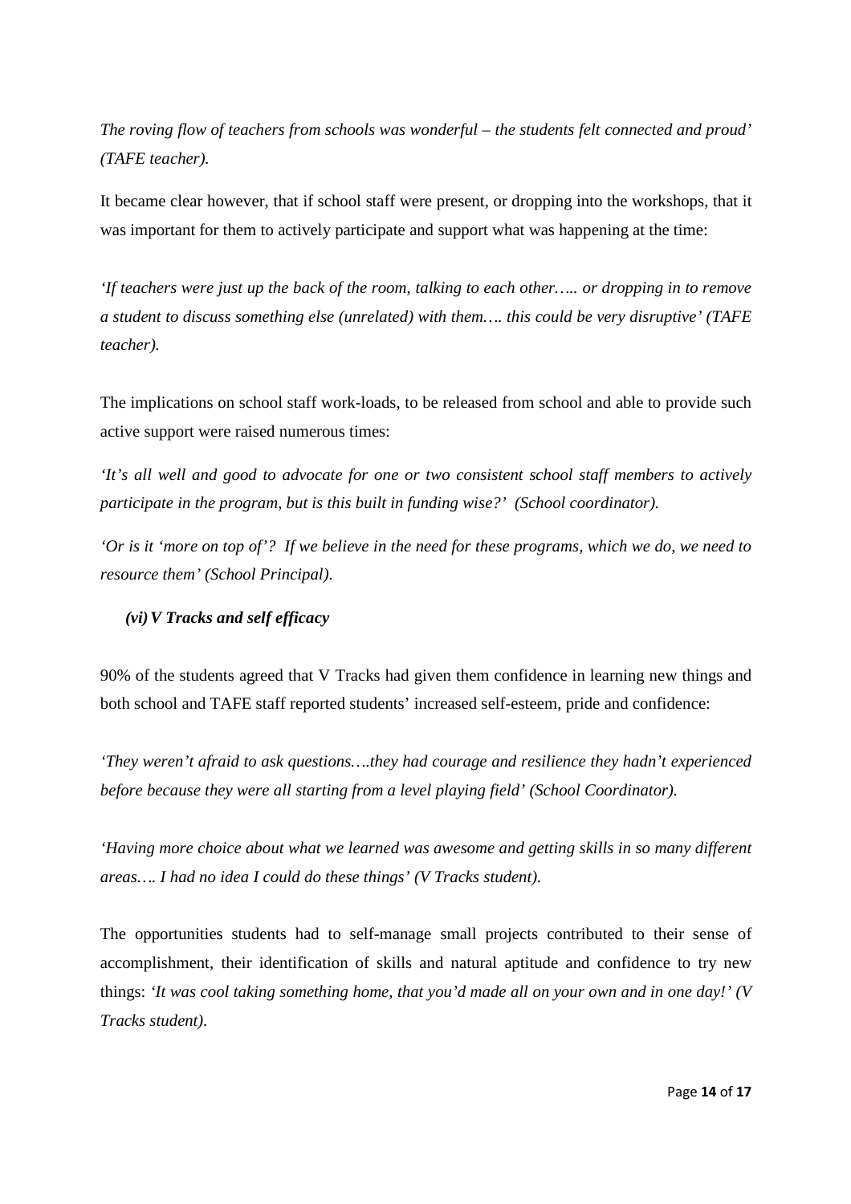*The roving flow of teachers from schools was wonderful – the students felt connected and proud' (TAFE teacher).*

It became clear however, that if school staff were present, or dropping into the workshops, that it was important for them to actively participate and support what was happening at the time:

*'If teachers were just up the back of the room, talking to each other….. or dropping in to remove a student to discuss something else (unrelated) with them…. this could be very disruptive' (TAFE teacher).*

The implications on school staff work-loads, to be released from school and able to provide such active support were raised numerous times:

*'It's all well and good to advocate for one or two consistent school staff members to actively participate in the program, but is this built in funding wise?' (School coordinator).*

*'Or is it 'more on top of'? If we believe in the need for these programs, which we do, we need to resource them' (School Principal).*

### *(vi) V Tracks and self efficacy*

90% of the students agreed that V Tracks had given them confidence in learning new things and both school and TAFE staff reported students' increased self-esteem, pride and confidence:

*'They weren't afraid to ask questions….they had courage and resilience they hadn't experienced before because they were all starting from a level playing field' (School Coordinator).*

*'Having more choice about what we learned was awesome and getting skills in so many different areas…. I had no idea I could do these things' (V Tracks student).*

The opportunities students had to self-manage small projects contributed to their sense of accomplishment, their identification of skills and natural aptitude and confidence to try new things: *'It was cool taking something home, that you'd made all on your own and in one day!' (V Tracks student).*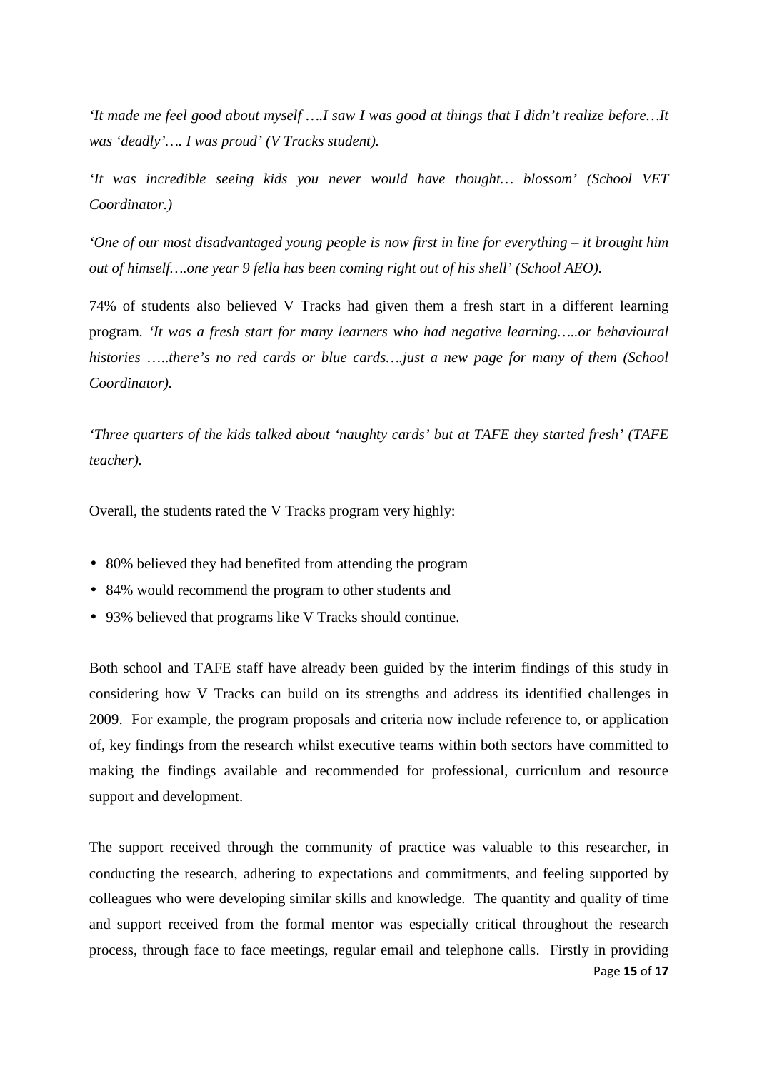*'It made me feel good about myself ….I saw I was good at things that I didn't realize before…It was 'deadly'…. I was proud' (V Tracks student).*

*'It was incredible seeing kids you never would have thought… blossom' (School VET Coordinator.)*

*'One of our most disadvantaged young people is now first in line for everything – it brought him out of himself….one year 9 fella has been coming right out of his shell' (School AEO).*

74% of students also believed V Tracks had given them a fresh start in a different learning program. *'It was a fresh start for many learners who had negative learning…..or behavioural histories …..there's no red cards or blue cards….just a new page for many of them (School Coordinator).*

*'Three quarters of the kids talked about 'naughty cards' but at TAFE they started fresh' (TAFE teacher).*

Overall, the students rated the V Tracks program very highly:

- 80% believed they had benefited from attending the program
- 84% would recommend the program to other students and
- 93% believed that programs like V Tracks should continue.

Both school and TAFE staff have already been guided by the interim findings of this study in considering how V Tracks can build on its strengths and address its identified challenges in 2009. For example, the program proposals and criteria now include reference to, or application of, key findings from the research whilst executive teams within both sectors have committed to making the findings available and recommended for professional, curriculum and resource support and development.

The support received through the community of practice was valuable to this researcher, in conducting the research, adhering to expectations and commitments, and feeling supported by colleagues who were developing similar skills and knowledge. The quantity and quality of time and support received from the formal mentor was especially critical throughout the research process, through face to face meetings, regular email and telephone calls. Firstly in providing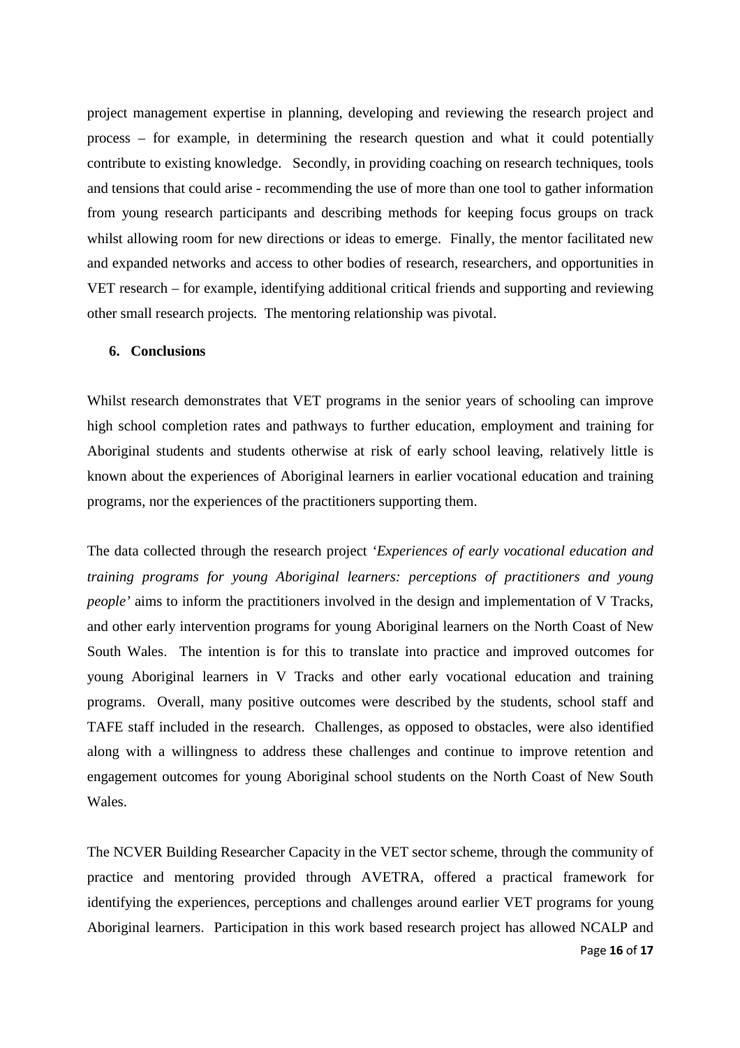project management expertise in planning, developing and reviewing the research project and process – for example, in determining the research question and what it could potentially contribute to existing knowledge. Secondly, in providing coaching on research techniques, tools and tensions that could arise - recommending the use of more than one tool to gather information from young research participants and describing methods for keeping focus groups on track whilst allowing room for new directions or ideas to emerge. Finally, the mentor facilitated new and expanded networks and access to other bodies of research, researchers, and opportunities in VET research – for example, identifying additional critical friends and supporting and reviewing other small research projects. The mentoring relationship was pivotal.

## 6. Conclusions

Whilst research demonstrates that VET programs in the senior years of schooling can improve high school completion rates and pathways to further education, employment and training for Aboriginal students and students otherwise at risk of early school leaving, relatively little is known about the experiences of Aboriginal learners in earlier vocational education and training programs, nor the experiences of the practitioners supporting them.

The data collected through the research project *'Experiences of early vocational education and training programs for young Aboriginal learners: perceptions of practitioners and young people'* aims to inform the practitioners involved in the design and implementation of V Tracks, and other early intervention programs for young Aboriginal learners on the North Coast of New South Wales. The intention is for this to translate into practice and improved outcomes for young Aboriginal learners in V Tracks and other early vocational education and training programs. Overall, many positive outcomes were described by the students, school staff and TAFE staff included in the research. Challenges, as opposed to obstacles, were also identified along with a willingness to address these challenges and continue to improve retention and engagement outcomes for young Aboriginal school students on the North Coast of New South Wales.

The NCVER Building Researcher Capacity in the VET sector scheme, through the community of practice and mentoring provided through AVETRA, offered a practical framework for identifying the experiences, perceptions and challenges around earlier VET programs for young Aboriginal learners. Participation in this work based research project has allowed NCALP and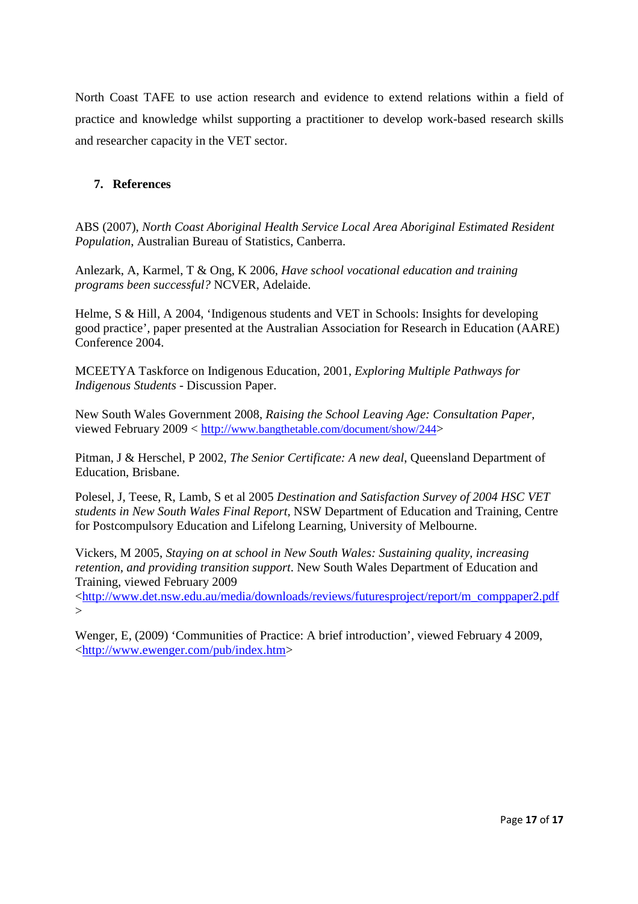North Coast TAFE to use action research and evidence to extend relations within a field of practice and knowledge whilst supporting a practitioner to develop work-based research skills and researcher capacity in the VET sector.

## 7. References

ABS (2007), *North Coast Aboriginal Health Service Local Area Aboriginal Estimated Resident Population*, Australian Bureau of Statistics, Canberra.

Anlezark, A, Karmel, T & Ong, K 2006, *Have school vocational education and training programs been successful?* NCVER, Adelaide.

Helme, S & Hill, A 2004, 'Indigenous students and VET in Schools: Insights for developing good practice', paper presented at the Australian Association for Research in Education (AARE) Conference 2004.

MCEETYA Taskforce on Indigenous Education, 2001, *Exploring Multiple Pathways for Indigenous Students* - Discussion Paper.

New South Wales Government 2008, *Raising the School Leaving Age: Consultation Paper,* viewed February 2009 < http://www.bangthetable.com/document/show/244>

Pitman, J & Herschel, P 2002, *The Senior Certificate: A new deal*, Queensland Department of Education, Brisbane.

Polesel, J, Teese, R, Lamb, S et al 2005 *Destination and Satisfaction Survey of 2004 HSC VET students in New South Wales Final Report,* NSW Department of Education and Training, Centre for Postcompulsory Education and Lifelong Learning, University of Melbourne.

Vickers, M 2005, *Staying on at school in New South Wales: Sustaining quality, increasing retention, and providing transition support*. New South Wales Department of Education and Training, viewed February 2009 <http://www.det.nsw.edu.au/media/downloads/reviews/futuresproject/report/m_comppaper2.pdf>

Wenger, E, (2009) 'Communities of Practice: A brief introduction', viewed February 4 2009, <http://www.ewenger.com/pub/index.htm>